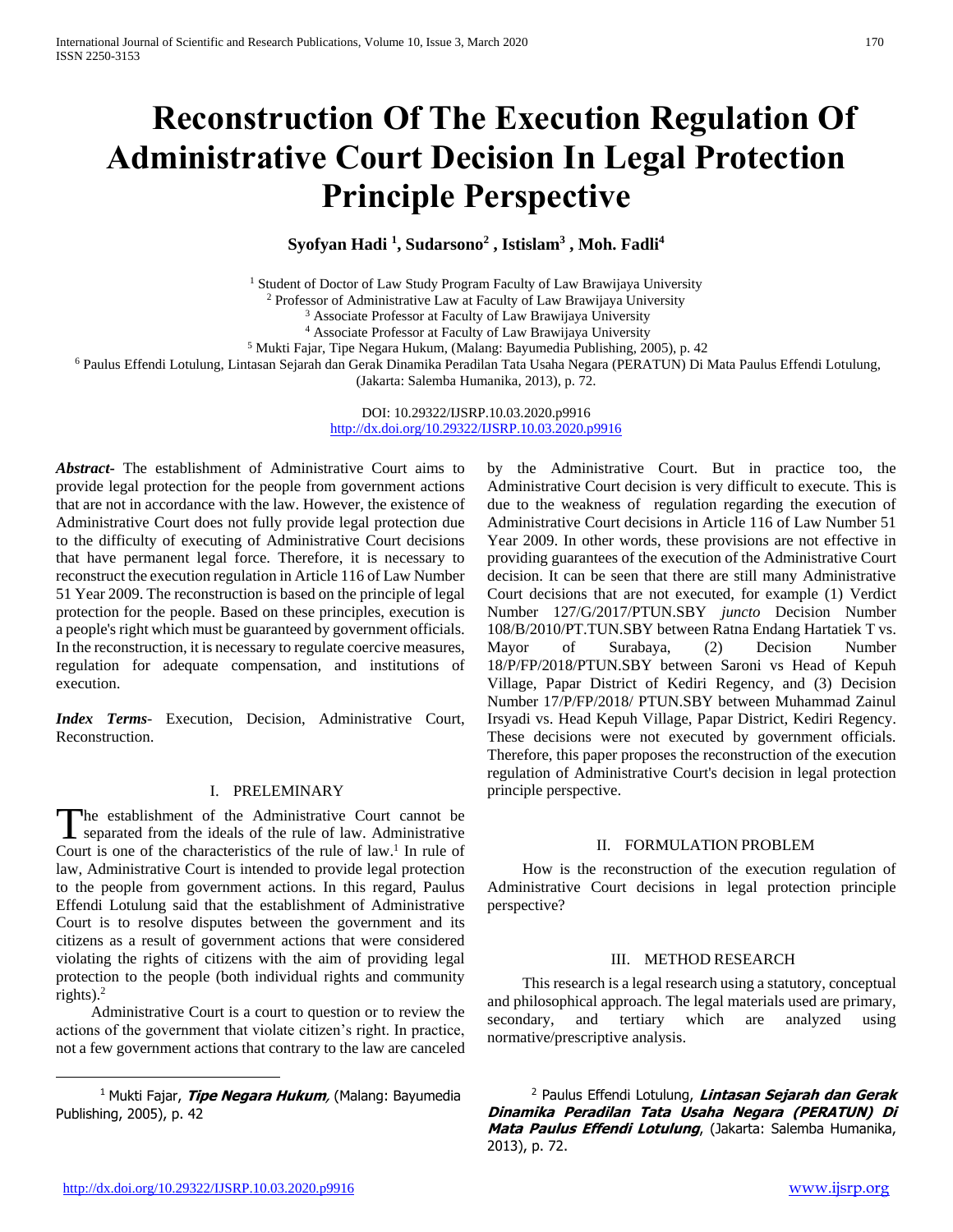# Reconstruction Of The Execution Regulation Of Administrative Court Decision In Legal Protection Principle Perspective

**Syofyan Hadi [1], Sudarsono[2] , Istislam[3] , Moh. Fadli[4]**

[1] Student of Doctor of Law Study Program Faculty of Law Brawijaya University
[2] Professor of Administrative Law at Faculty of Law Brawijaya University
[3] Associate Professor at Faculty of Law Brawijaya University
[4] Associate Professor at Faculty of Law Brawijaya University
[5] Mukti Fajar, Tipe Negara Hukum, (Malang: Bayumedia Publishing, 2005), p. 42
[6] Paulus Effendi Lotulung, Lintasan Sejarah dan Gerak Dinamika Peradilan Tata Usaha Negara (PERATUN) Di Mata Paulus Effendi Lotulung, (Jakarta: Salemba Humanika, 2013), p. 72.

DOI: 10.29322/IJSRP.10.03.2020.p9916
http://dx.doi.org/10.29322/IJSRP.10.03.2020.p9916

***Abstract-*** The establishment of Administrative Court aims to provide legal protection for the people from government actions that are not in accordance with the law. However, the existence of Administrative Court does not fully provide legal protection due to the difficulty of executing of Administrative Court decisions that have permanent legal force. Therefore, it is necessary to reconstruct the execution regulation in Article 116 of Law Number 51 Year 2009. The reconstruction is based on the principle of legal protection for the people. Based on these principles, execution is a people's right which must be guaranteed by government officials. In the reconstruction, it is necessary to regulate coercive measures, regulation for adequate compensation, and institutions of execution.

***Index Terms-*** Execution, Decision, Administrative Court, Reconstruction.

## I. PRELEMINARY

The establishment of the Administrative Court cannot be separated from the ideals of the rule of law. Administrative Court is one of the characteristics of the rule of law.[1] In rule of law, Administrative Court is intended to provide legal protection to the people from government actions. In this regard, Paulus Effendi Lotulung said that the establishment of Administrative Court is to resolve disputes between the government and its citizens as a result of government actions that were considered violating the rights of citizens with the aim of providing legal protection to the people (both individual rights and community rights).[2]

Administrative Court is a court to question or to review the actions of the government that violate citizen's right. In practice, not a few government actions that contrary to the law are canceled by the Administrative Court. But in practice too, the Administrative Court decision is very difficult to execute. This is due to the weakness of regulation regarding the execution of Administrative Court decisions in Article 116 of Law Number 51 Year 2009. In other words, these provisions are not effective in providing guarantees of the execution of the Administrative Court decision. It can be seen that there are still many Administrative Court decisions that are not executed, for example (1) Verdict Number 127/G/2017/PTUN.SBY *juncto* Decision Number 108/B/2010/PT.TUN.SBY between Ratna Endang Hartatiek T vs. Mayor of Surabaya, (2) Decision Number 18/P/FP/2018/PTUN.SBY between Saroni vs Head of Kepuh Village, Papar District of Kediri Regency, and (3) Decision Number 17/P/FP/2018/ PTUN.SBY between Muhammad Zainul Irsyadi vs. Head Kepuh Village, Papar District, Kediri Regency. These decisions were not executed by government officials. Therefore, this paper proposes the reconstruction of the execution regulation of Administrative Court's decision in legal protection principle perspective.

## II. FORMULATION PROBLEM

How is the reconstruction of the execution regulation of Administrative Court decisions in legal protection principle perspective?

## III. METHOD RESEARCH

This research is a legal research using a statutory, conceptual and philosophical approach. The legal materials used are primary, secondary, and tertiary which are analyzed using normative/prescriptive analysis.

---

[1] Mukti Fajar, ***Tipe Negara Hukum***, (Malang: Bayumedia Publishing, 2005), p. 42

[2] Paulus Effendi Lotulung, ***Lintasan Sejarah dan Gerak Dinamika Peradilan Tata Usaha Negara (PERATUN) Di Mata Paulus Effendi Lotulung***, (Jakarta: Salemba Humanika, 2013), p. 72.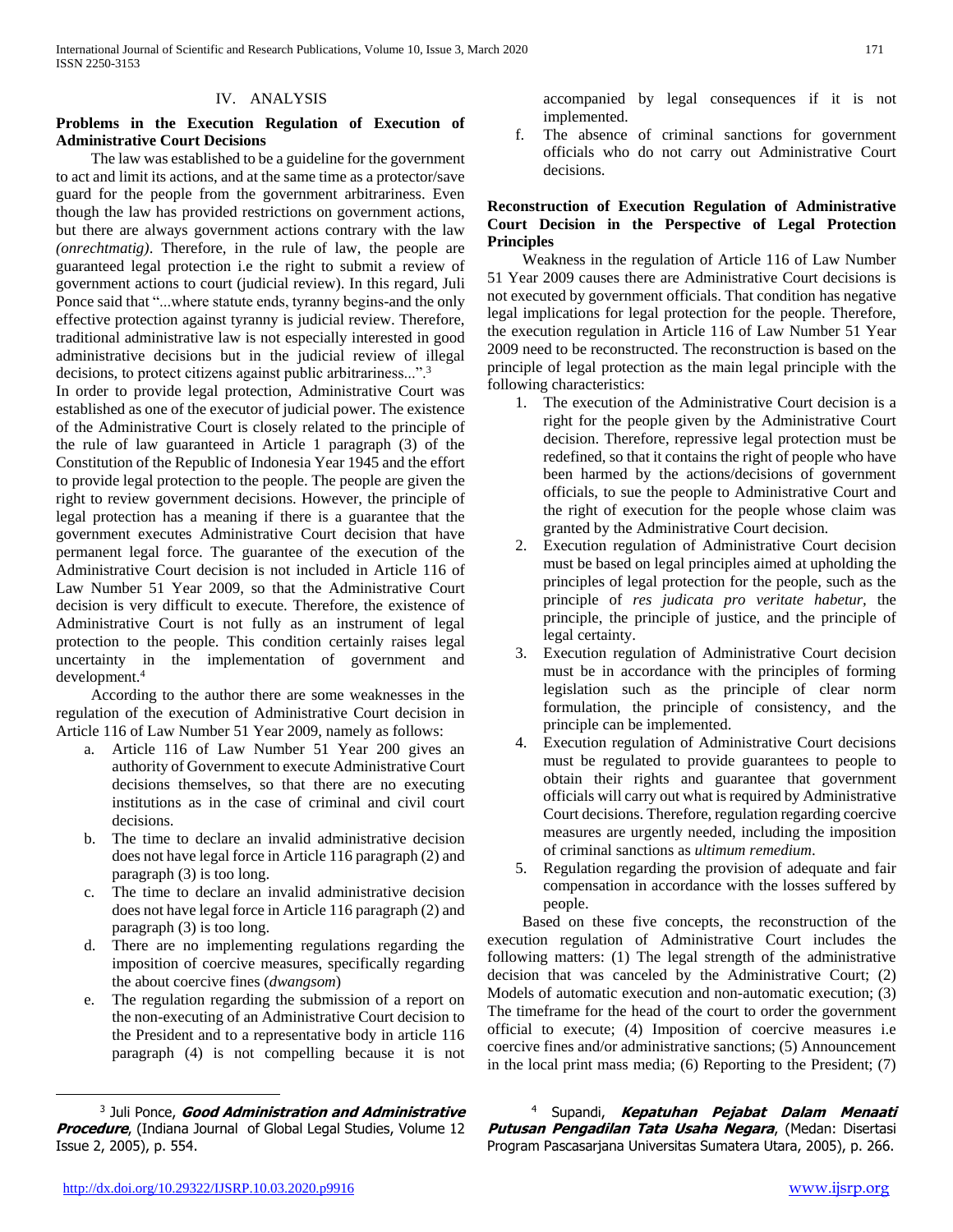## IV. ANALYSIS

### Problems in the Execution Regulation of Execution of Administrative Court Decisions

The law was established to be a guideline for the government to act and limit its actions, and at the same time as a protector/save guard for the people from the government arbitrariness. Even though the law has provided restrictions on government actions, but there are always government actions contrary with the law *(onrechtmatig)*. Therefore, in the rule of law, the people are guaranteed legal protection i.e the right to submit a review of government actions to court (judicial review). In this regard, Juli Ponce said that "...where statute ends, tyranny begins-and the only effective protection against tyranny is judicial review. Therefore, traditional administrative law is not especially interested in good administrative decisions but in the judicial review of illegal decisions, to protect citizens against public arbitrariness...".[3]

In order to provide legal protection, Administrative Court was established as one of the executor of judicial power. The existence of the Administrative Court is closely related to the principle of the rule of law guaranteed in Article 1 paragraph (3) of the Constitution of the Republic of Indonesia Year 1945 and the effort to provide legal protection to the people. The people are given the right to review government decisions. However, the principle of legal protection has a meaning if there is a guarantee that the government executes Administrative Court decision that have permanent legal force. The guarantee of the execution of the Administrative Court decision is not included in Article 116 of Law Number 51 Year 2009, so that the Administrative Court decision is very difficult to execute. Therefore, the existence of Administrative Court is not fully as an instrument of legal protection to the people. This condition certainly raises legal uncertainty in the implementation of government and development.[4]

According to the author there are some weaknesses in the regulation of the execution of Administrative Court decision in Article 116 of Law Number 51 Year 2009, namely as follows:

a. Article 116 of Law Number 51 Year 200 gives an authority of Government to execute Administrative Court decisions themselves, so that there are no executing institutions as in the case of criminal and civil court decisions.
b. The time to declare an invalid administrative decision does not have legal force in Article 116 paragraph (2) and paragraph (3) is too long.
c. The time to declare an invalid administrative decision does not have legal force in Article 116 paragraph (2) and paragraph (3) is too long.
d. There are no implementing regulations regarding the imposition of coercive measures, specifically regarding the about coercive fines (*dwangsom*)
e. The regulation regarding the submission of a report on the non-executing of an Administrative Court decision to the President and to a representative body in article 116 paragraph (4) is not compelling because it is not accompanied by legal consequences if it is not implemented.
f. The absence of criminal sanctions for government officials who do not carry out Administrative Court decisions.

### Reconstruction of Execution Regulation of Administrative Court Decision in the Perspective of Legal Protection Principles

Weakness in the regulation of Article 116 of Law Number 51 Year 2009 causes there are Administrative Court decisions is not executed by government officials. That condition has negative legal implications for legal protection for the people. Therefore, the execution regulation in Article 116 of Law Number 51 Year 2009 need to be reconstructed. The reconstruction is based on the principle of legal protection as the main legal principle with the following characteristics:

1. The execution of the Administrative Court decision is a right for the people given by the Administrative Court decision. Therefore, repressive legal protection must be redefined, so that it contains the right of people who have been harmed by the actions/decisions of government officials, to sue the people to Administrative Court and the right of execution for the people whose claim was granted by the Administrative Court decision.
2. Execution regulation of Administrative Court decision must be based on legal principles aimed at upholding the principles of legal protection for the people, such as the principle of *res judicata pro veritate habetur,* the principle, the principle of justice, and the principle of legal certainty.
3. Execution regulation of Administrative Court decision must be in accordance with the principles of forming legislation such as the principle of clear norm formulation, the principle of consistency, and the principle can be implemented.
4. Execution regulation of Administrative Court decisions must be regulated to provide guarantees to people to obtain their rights and guarantee that government officials will carry out what is required by Administrative Court decisions. Therefore, regulation regarding coercive measures are urgently needed, including the imposition of criminal sanctions as *ultimum remedium*.
5. Regulation regarding the provision of adequate and fair compensation in accordance with the losses suffered by people.

Based on these five concepts, the reconstruction of the execution regulation of Administrative Court includes the following matters: (1) The legal strength of the administrative decision that was canceled by the Administrative Court; (2) Models of automatic execution and non-automatic execution; (3) The timeframe for the head of the court to order the government official to execute; (4) Imposition of coercive measures i.e coercive fines and/or administrative sanctions; (5) Announcement in the local print mass media; (6) Reporting to the President; (7)

---

[3] Juli Ponce, ***Good Administration and Administrative Procedure***, (Indiana Journal of Global Legal Studies, Volume 12 Issue 2, 2005), p. 554.

[4] Supandi, ***Kepatuhan Pejabat Dalam Menaati Putusan Pengadilan Tata Usaha Negara***, (Medan: Disertasi Program Pascasarjana Universitas Sumatera Utara, 2005), p. 266.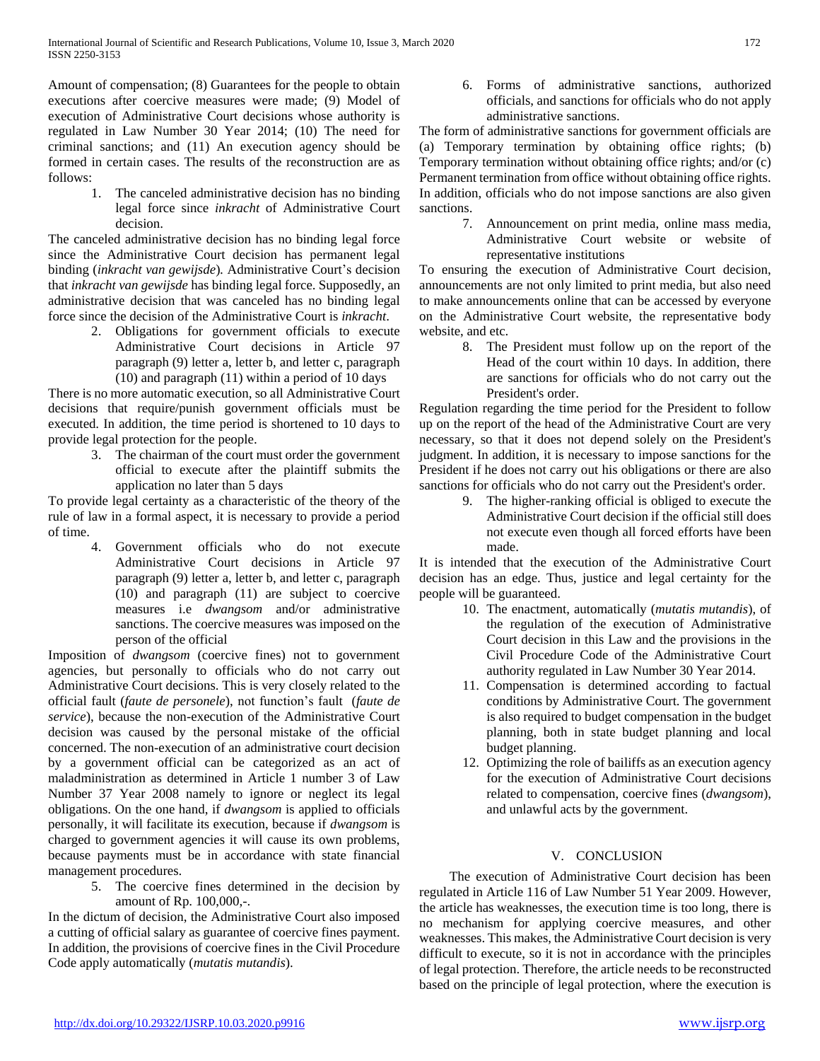Amount of compensation; (8) Guarantees for the people to obtain executions after coercive measures were made; (9) Model of execution of Administrative Court decisions whose authority is regulated in Law Number 30 Year 2014; (10) The need for criminal sanctions; and (11) An execution agency should be formed in certain cases. The results of the reconstruction are as follows:

1. The canceled administrative decision has no binding legal force since *inkracht* of Administrative Court decision.

The canceled administrative decision has no binding legal force since the Administrative Court decision has permanent legal binding (*inkracht van gewijsde*). Administrative Court's decision that *inkracht van gewijsde* has binding legal force. Supposedly, an administrative decision that was canceled has no binding legal force since the decision of the Administrative Court is *inkracht*.

2. Obligations for government officials to execute Administrative Court decisions in Article 97 paragraph (9) letter a, letter b, and letter c, paragraph (10) and paragraph (11) within a period of 10 days

There is no more automatic execution, so all Administrative Court decisions that require/punish government officials must be executed. In addition, the time period is shortened to 10 days to provide legal protection for the people.

3. The chairman of the court must order the government official to execute after the plaintiff submits the application no later than 5 days

To provide legal certainty as a characteristic of the theory of the rule of law in a formal aspect, it is necessary to provide a period of time.

4. Government officials who do not execute Administrative Court decisions in Article 97 paragraph (9) letter a, letter b, and letter c, paragraph (10) and paragraph (11) are subject to coercive measures i.e *dwangsom* and/or administrative sanctions. The coercive measures was imposed on the person of the official

Imposition of *dwangsom* (coercive fines) not to government agencies, but personally to officials who do not carry out Administrative Court decisions. This is very closely related to the official fault (*faute de personele*), not function's fault (*faute de service*), because the non-execution of the Administrative Court decision was caused by the personal mistake of the official concerned. The non-execution of an administrative court decision by a government official can be categorized as an act of maladministration as determined in Article 1 number 3 of Law Number 37 Year 2008 namely to ignore or neglect its legal obligations. On the one hand, if *dwangsom* is applied to officials personally, it will facilitate its execution, because if *dwangsom* is charged to government agencies it will cause its own problems, because payments must be in accordance with state financial management procedures.

5. The coercive fines determined in the decision by amount of Rp. 100,000,-.

In the dictum of decision, the Administrative Court also imposed a cutting of official salary as guarantee of coercive fines payment. In addition, the provisions of coercive fines in the Civil Procedure Code apply automatically (*mutatis mutandis*).

6. Forms of administrative sanctions, authorized officials, and sanctions for officials who do not apply administrative sanctions.

The form of administrative sanctions for government officials are (a) Temporary termination by obtaining office rights; (b) Temporary termination without obtaining office rights; and/or (c) Permanent termination from office without obtaining office rights. In addition, officials who do not impose sanctions are also given sanctions.

7. Announcement on print media, online mass media, Administrative Court website or website of representative institutions

To ensuring the execution of Administrative Court decision, announcements are not only limited to print media, but also need to make announcements online that can be accessed by everyone on the Administrative Court website, the representative body website, and etc.

8. The President must follow up on the report of the Head of the court within 10 days. In addition, there are sanctions for officials who do not carry out the President's order.

Regulation regarding the time period for the President to follow up on the report of the head of the Administrative Court are very necessary, so that it does not depend solely on the President's judgment. In addition, it is necessary to impose sanctions for the President if he does not carry out his obligations or there are also sanctions for officials who do not carry out the President's order.

9. The higher-ranking official is obliged to execute the Administrative Court decision if the official still does not execute even though all forced efforts have been made.

It is intended that the execution of the Administrative Court decision has an edge. Thus, justice and legal certainty for the people will be guaranteed.

10. The enactment, automatically (*mutatis mutandis*), of the regulation of the execution of Administrative Court decision in this Law and the provisions in the Civil Procedure Code of the Administrative Court authority regulated in Law Number 30 Year 2014.
11. Compensation is determined according to factual conditions by Administrative Court. The government is also required to budget compensation in the budget planning, both in state budget planning and local budget planning.
12. Optimizing the role of bailiffs as an execution agency for the execution of Administrative Court decisions related to compensation, coercive fines (*dwangsom*), and unlawful acts by the government.

## V. CONCLUSION

The execution of Administrative Court decision has been regulated in Article 116 of Law Number 51 Year 2009. However, the article has weaknesses, the execution time is too long, there is no mechanism for applying coercive measures, and other weaknesses. This makes, the Administrative Court decision is very difficult to execute, so it is not in accordance with the principles of legal protection. Therefore, the article needs to be reconstructed based on the principle of legal protection, where the execution is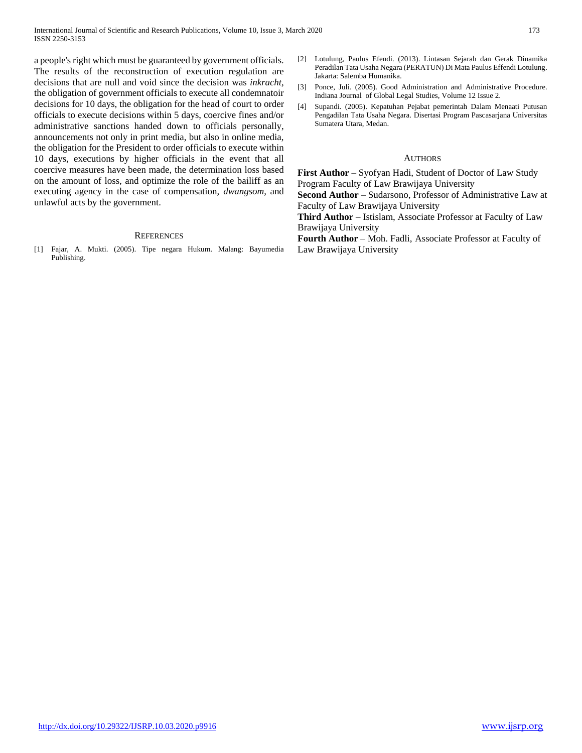a people's right which must be guaranteed by government officials. The results of the reconstruction of execution regulation are decisions that are null and void since the decision was *inkracht*, the obligation of government officials to execute all condemnatoir decisions for 10 days, the obligation for the head of court to order officials to execute decisions within 5 days, coercive fines and/or administrative sanctions handed down to officials personally, announcements not only in print media, but also in online media, the obligation for the President to order officials to execute within 10 days, executions by higher officials in the event that all coercive measures have been made, the determination loss based on the amount of loss, and optimize the role of the bailiff as an executing agency in the case of compensation, *dwangsom*, and unlawful acts by the government.

## References

[1] Fajar, A. Mukti. (2005). Tipe negara Hukum. Malang: Bayumedia Publishing.

[2] Lotulung, Paulus Efendi. (2013). Lintasan Sejarah dan Gerak Dinamika Peradilan Tata Usaha Negara (PERATUN) Di Mata Paulus Effendi Lotulung. Jakarta: Salemba Humanika.

[3] Ponce, Juli. (2005). Good Administration and Administrative Procedure. Indiana Journal of Global Legal Studies, Volume 12 Issue 2.

[4] Supandi. (2005). Kepatuhan Pejabat pemerintah Dalam Menaati Putusan Pengadilan Tata Usaha Negara. Disertasi Program Pascasarjana Universitas Sumatera Utara, Medan.

## Authors

**First Author** – Syofyan Hadi, Student of Doctor of Law Study Program Faculty of Law Brawijaya University

**Second Author** – Sudarsono, Professor of Administrative Law at Faculty of Law Brawijaya University

**Third Author** – Istislam, Associate Professor at Faculty of Law Brawijaya University

**Fourth Author** – Moh. Fadli, Associate Professor at Faculty of Law Brawijaya University